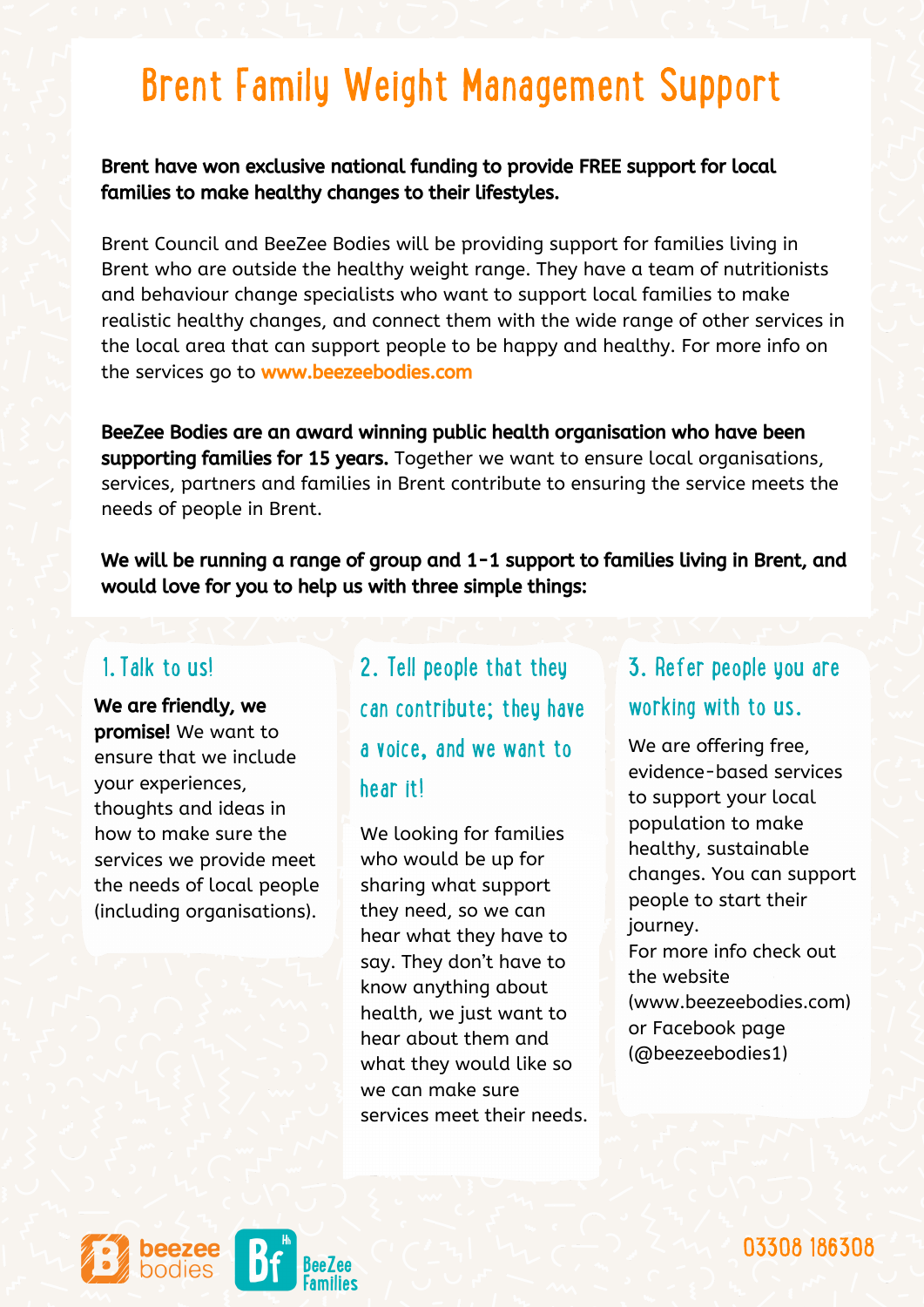# Brent Family Weight Management Support

**Brent have won exclusive national funding to provide FREE support for local families to make healthy changes to their lifestyles.**

Brent Council and BeeZee Bodies will be providing support for families living in Brent who are outside the healthy weight range. They have a team of nutritionists and behaviour change specialists who want to support local families to make realistic healthy changes, and connect them with the wide range of other services in the local area that can support people to be happy and healthy. For more info on the services go to **www.beezeebodies.com**

**BeeZee Bodies are an award winning public health organisation who have been supporting families for 15 years.** Together we want to ensure local organisations, services, partners and families in Brent contribute to ensuring the service meets the needs of people in Brent.

**We will be running a range of group and 1-1 support to families living in Brent, and would love for you to help us with three simple things:**

## 1. Talk to us!

**We are friendly, we promise!** We want to ensure that we include your experiences, thoughts and ideas in how to make sure the services we provide meet the needs of local people (including organisations).

## 2. Tell people that they can contribute; they have a voice, and we want to hear it!

We looking for families who would be up for sharing what support they need, so we can hear what they have to say. They don't have to know anything about health, we just want to hear about them and what they would like so we can make sure services meet their needs.

## 3. Refer people you are working with to us.

We are offering free, evidence-based services to support your local population to make healthy, sustainable changes. You can support people to start their journey.
For more info check out the website (www.beezeebodies.com) or Facebook page (@beezeebodies1)

beezee bodies

BeeZee Families

03308 186308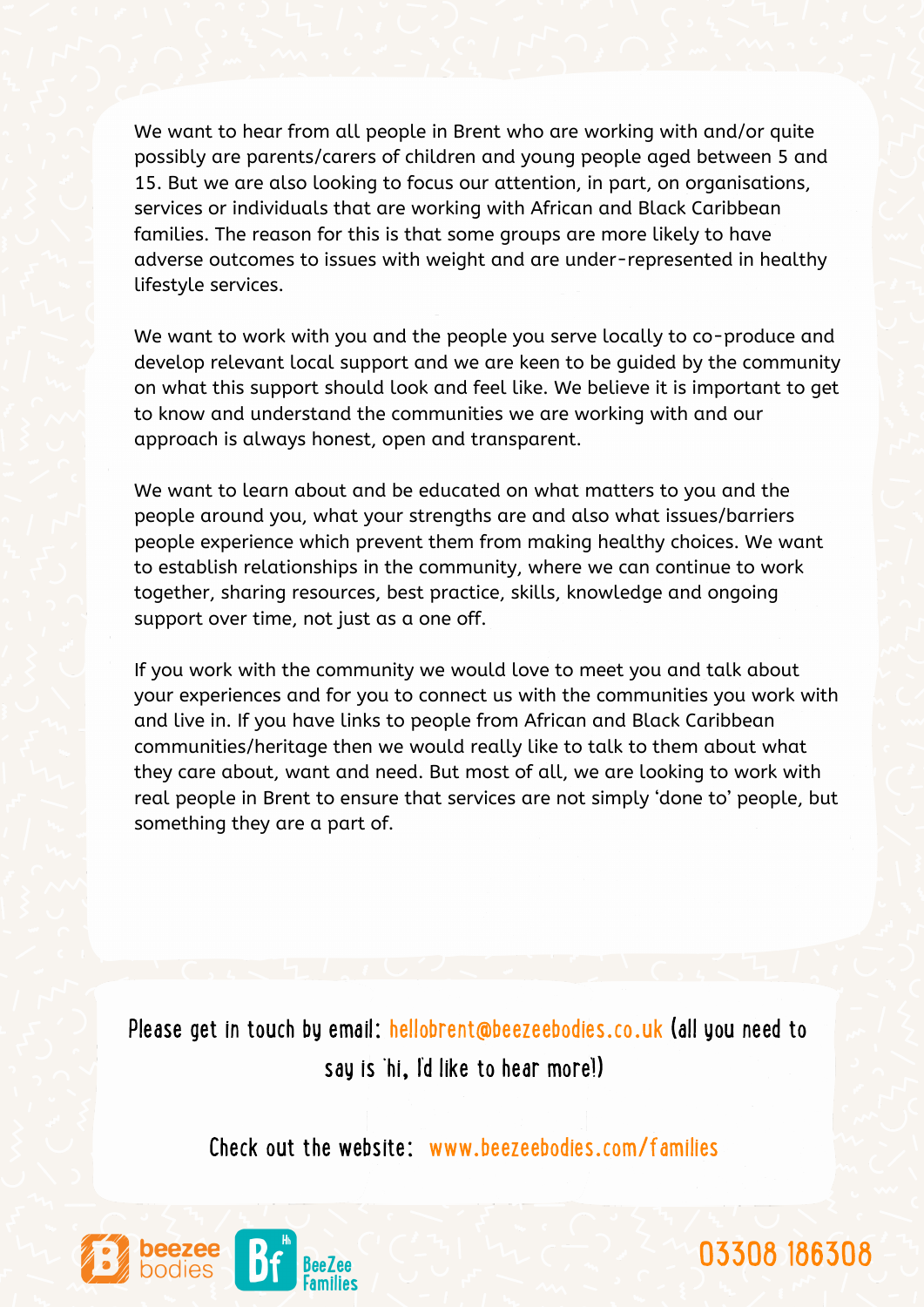We want to hear from all people in Brent who are working with and/or quite possibly are parents/carers of children and young people aged between 5 and 15. But we are also looking to focus our attention, in part, on organisations, services or individuals that are working with African and Black Caribbean families. The reason for this is that some groups are more likely to have adverse outcomes to issues with weight and are under-represented in healthy lifestyle services.

We want to work with you and the people you serve locally to co-produce and develop relevant local support and we are keen to be guided by the community on what this support should look and feel like. We believe it is important to get to know and understand the communities we are working with and our approach is always honest, open and transparent.

We want to learn about and be educated on what matters to you and the people around you, what your strengths are and also what issues/barriers people experience which prevent them from making healthy choices. We want to establish relationships in the community, where we can continue to work together, sharing resources, best practice, skills, knowledge and ongoing support over time, not just as a one off.

If you work with the community we would love to meet you and talk about your experiences and for you to connect us with the communities you work with and live in. If you have links to people from African and Black Caribbean communities/heritage then we would really like to talk to them about what they care about, want and need. But most of all, we are looking to work with real people in Brent to ensure that services are not simply 'done to' people, but something they are a part of.

Please get in touch by email: hellobrent@beezeebodies.co.uk (all you need to say is 'hi, I'd like to hear more!)

Check out the website: www.beezeebodies.com/families

beezee bodies | BeeZee Families

03308 186308